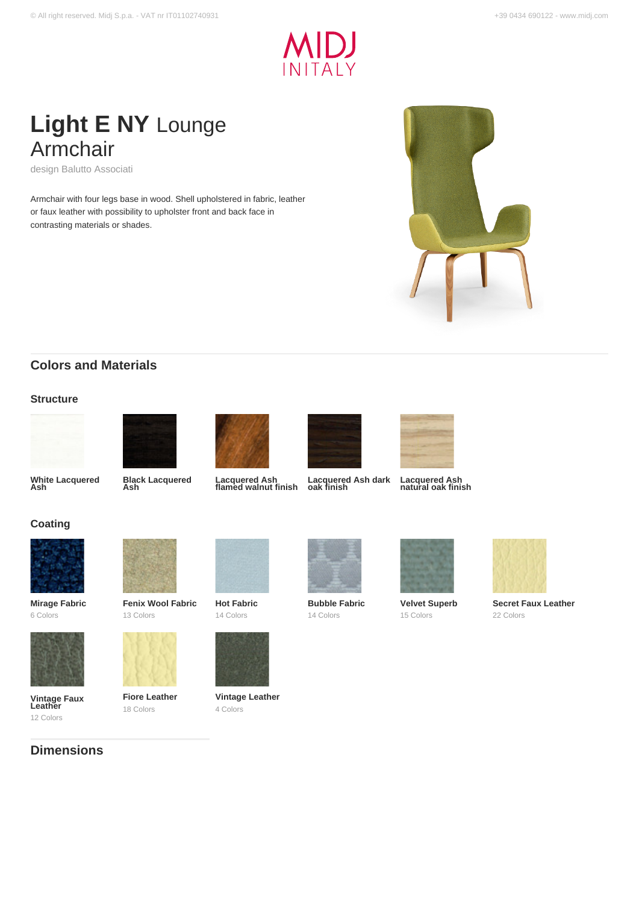# **Light E NY** Lounge Armchair

design Balutto Associati

Armchair with four legs base in wood. Shell upholstered in fabric, leather or faux leather with possibility to upholster front and back face in contrasting materials or shades.

## Colors and Materials

### Structure

- **White Lacquered Ash**
- **Black Lacquered Ash**
- **Lacquered Ash flamed walnut finish**
- **Lacquered Ash dark oak finish**
- **Lacquered Ash natural oak finish**

### Coating

- **Mirage Fabric** 6 Colors
- **Fenix Wool Fabric** 13 Colors
- **Hot Fabric** 14 Colors
- **Bubble Fabric** 14 Colors
- **Velvet Superb** 15 Colors
- **Secret Faux Leather** 22 Colors
- **Vintage Faux Leather** 12 Colors
- **Fiore Leather** 18 Colors
- **Vintage Leather** 4 Colors

## Dimensions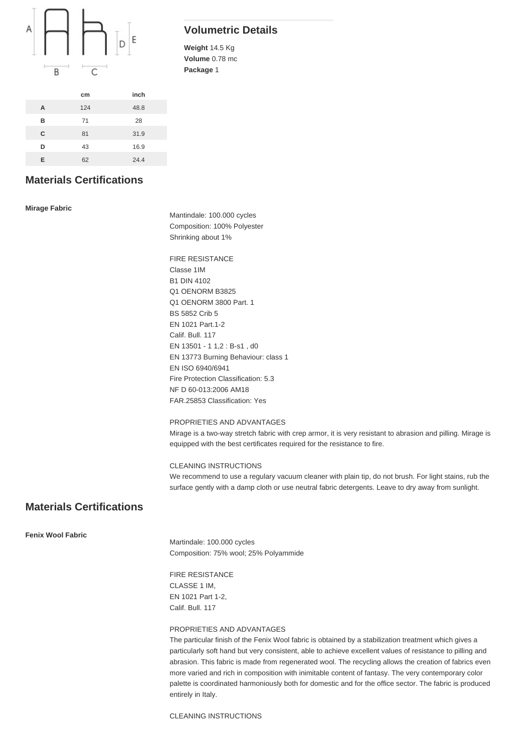| | cm | inch |
|---|---|---|
| A | 124 | 48.8 |
| B | 71 | 28 |
| C | 81 | 31.9 |
| D | 43 | 16.9 |
| E | 62 | 24.4 |

## Volumetric Details

**Weight** 14.5 Kg
**Volume** 0.78 mc
**Package** 1

## Materials Certifications

**Mirage Fabric**

Mantindale: 100.000 cycles
Composition: 100% Polyester
Shrinking about 1%

FIRE RESISTANCE
Classe 1IM
B1 DIN 4102
Q1 OENORM B3825
Q1 OENORM 3800 Part. 1
BS 5852 Crib 5
EN 1021 Part.1-2
Calif. Bull. 117
EN 13501 - 1 1,2 : B-s1 , d0
EN 13773 Burning Behaviour: class 1
EN ISO 6940/6941
Fire Protection Classification: 5.3
NF D 60-013:2006 AM18
FAR.25853 Classification: Yes

PROPRIETIES AND ADVANTAGES
Mirage is a two-way stretch fabric with crep armor, it is very resistant to abrasion and pilling. Mirage is equipped with the best certificates required for the resistance to fire.

CLEANING INSTRUCTIONS
We recommend to use a regulary vacuum cleaner with plain tip, do not brush. For light stains, rub the surface gently with a damp cloth or use neutral fabric detergents. Leave to dry away from sunlight.

## Materials Certifications

**Fenix Wool Fabric**

Martindale: 100.000 cycles
Composition: 75% wool; 25% Polyammide

FIRE RESISTANCE
CLASSE 1 IM,
EN 1021 Part 1-2,
Calif. Bull. 117

PROPRIETIES AND ADVANTAGES
The particular finish of the Fenix Wool fabric is obtained by a stabilization treatment which gives a particularly soft hand but very consistent, able to achieve excellent values of resistance to pilling and abrasion. This fabric is made from regenerated wool. The recycling allows the creation of fabrics even more varied and rich in composition with inimitable content of fantasy. The very contemporary color palette is coordinated harmoniously both for domestic and for the office sector. The fabric is produced entirely in Italy.

CLEANING INSTRUCTIONS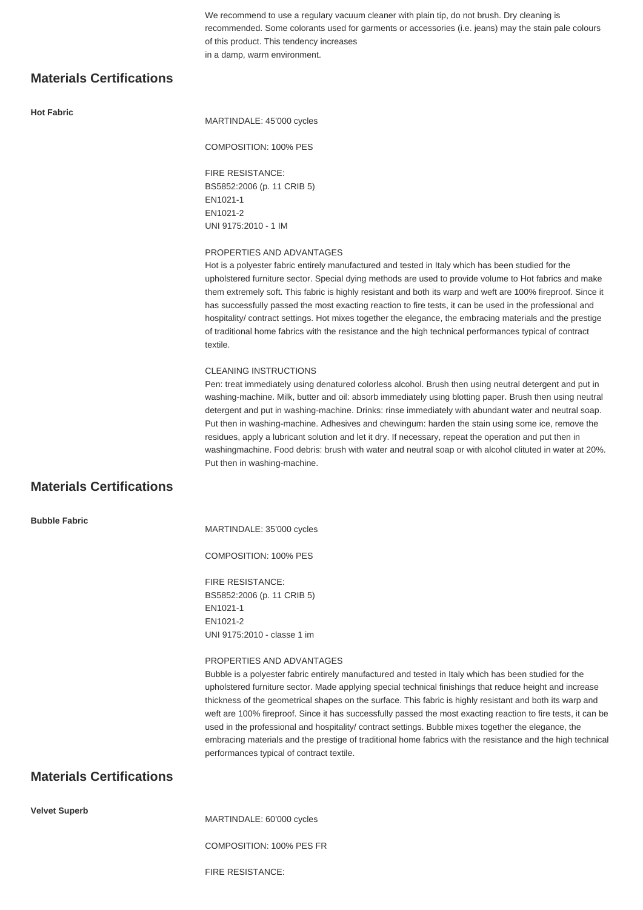We recommend to use a regulary vacuum cleaner with plain tip, do not brush. Dry cleaning is recommended. Some colorants used for garments or accessories (i.e. jeans) may the stain pale colours of this product. This tendency increases
in a damp, warm environment.

## Materials Certifications

**Hot Fabric**

MARTINDALE: 45'000 cycles

COMPOSITION: 100% PES

FIRE RESISTANCE:
BS5852:2006 (p. 11 CRIB 5)
EN1021-1
EN1021-2
UNI 9175:2010 - 1 IM

PROPERTIES AND ADVANTAGES
Hot is a polyester fabric entirely manufactured and tested in Italy which has been studied for the upholstered furniture sector. Special dying methods are used to provide volume to Hot fabrics and make them extremely soft. This fabric is highly resistant and both its warp and weft are 100% fireproof. Since it has successfully passed the most exacting reaction to fire tests, it can be used in the professional and hospitality/ contract settings. Hot mixes together the elegance, the embracing materials and the prestige of traditional home fabrics with the resistance and the high technical performances typical of contract textile.

CLEANING INSTRUCTIONS
Pen: treat immediately using denatured colorless alcohol. Brush then using neutral detergent and put in washing-machine. Milk, butter and oil: absorb immediately using blotting paper. Brush then using neutral detergent and put in washing-machine. Drinks: rinse immediately with abundant water and neutral soap. Put then in washing-machine. Adhesives and chewingum: harden the stain using some ice, remove the residues, apply a lubricant solution and let it dry. If necessary, repeat the operation and put then in washingmachine. Food debris: brush with water and neutral soap or with alcohol clituted in water at 20%. Put then in washing-machine.

## Materials Certifications

**Bubble Fabric**

MARTINDALE: 35'000 cycles

COMPOSITION: 100% PES

FIRE RESISTANCE:
BS5852:2006 (p. 11 CRIB 5)
EN1021-1
EN1021-2
UNI 9175:2010 - classe 1 im

PROPERTIES AND ADVANTAGES
Bubble is a polyester fabric entirely manufactured and tested in Italy which has been studied for the upholstered furniture sector. Made applying special technical finishings that reduce height and increase thickness of the geometrical shapes on the surface. This fabric is highly resistant and both its warp and weft are 100% fireproof. Since it has successfully passed the most exacting reaction to fire tests, it can be used in the professional and hospitality/ contract settings. Bubble mixes together the elegance, the embracing materials and the prestige of traditional home fabrics with the resistance and the high technical performances typical of contract textile.

## Materials Certifications

**Velvet Superb**

MARTINDALE: 60'000 cycles

COMPOSITION: 100% PES FR

FIRE RESISTANCE: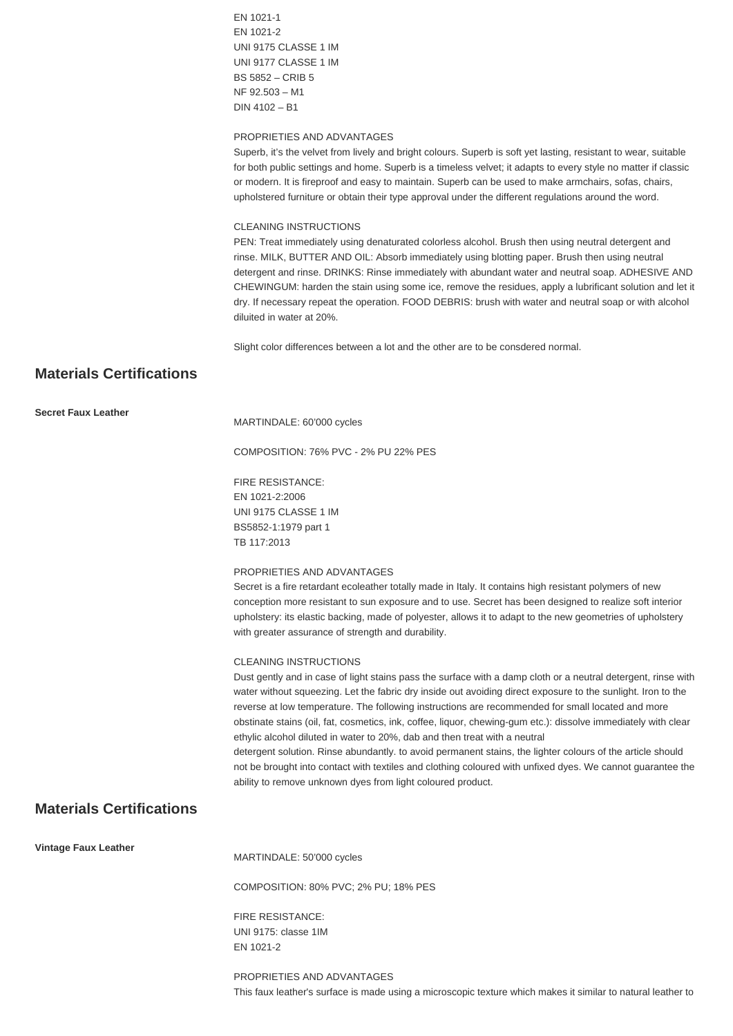EN 1021-1
EN 1021-2
UNI 9175 CLASSE 1 IM
UNI 9177 CLASSE 1 IM
BS 5852 – CRIB 5
NF 92.503 – M1
DIN 4102 – B1

PROPRIETIES AND ADVANTAGES
Superb, it's the velvet from lively and bright colours. Superb is soft yet lasting, resistant to wear, suitable for both public settings and home. Superb is a timeless velvet; it adapts to every style no matter if classic or modern. It is fireproof and easy to maintain. Superb can be used to make armchairs, sofas, chairs, upholstered furniture or obtain their type approval under the different regulations around the word.

CLEANING INSTRUCTIONS
PEN: Treat immediately using denaturated colorless alcohol. Brush then using neutral detergent and rinse. MILK, BUTTER AND OIL: Absorb immediately using blotting paper. Brush then using neutral detergent and rinse. DRINKS: Rinse immediately with abundant water and neutral soap. ADHESIVE AND CHEWINGUM: harden the stain using some ice, remove the residues, apply a lubrificant solution and let it dry. If necessary repeat the operation. FOOD DEBRIS: brush with water and neutral soap or with alcohol diluited in water at 20%.

Slight color differences between a lot and the other are to be consdered normal.

## Materials Certifications

**Secret Faux Leather**

MARTINDALE: 60'000 cycles

COMPOSITION: 76% PVC - 2% PU 22% PES

FIRE RESISTANCE:
EN 1021-2:2006
UNI 9175 CLASSE 1 IM
BS5852-1:1979 part 1
TB 117:2013

PROPRIETIES AND ADVANTAGES
Secret is a fire retardant ecoleather totally made in Italy. It contains high resistant polymers of new conception more resistant to sun exposure and to use. Secret has been designed to realize soft interior upholstery: its elastic backing, made of polyester, allows it to adapt to the new geometries of upholstery with greater assurance of strength and durability.

CLEANING INSTRUCTIONS
Dust gently and in case of light stains pass the surface with a damp cloth or a neutral detergent, rinse with water without squeezing. Let the fabric dry inside out avoiding direct exposure to the sunlight. Iron to the reverse at low temperature. The following instructions are recommended for small located and more obstinate stains (oil, fat, cosmetics, ink, coffee, liquor, chewing-gum etc.): dissolve immediately with clear ethylic alcohol diluted in water to 20%, dab and then treat with a neutral
detergent solution. Rinse abundantly. to avoid permanent stains, the lighter colours of the article should not be brought into contact with textiles and clothing coloured with unfixed dyes. We cannot guarantee the ability to remove unknown dyes from light coloured product.

## Materials Certifications

**Vintage Faux Leather**

MARTINDALE: 50'000 cycles

COMPOSITION: 80% PVC; 2% PU; 18% PES

FIRE RESISTANCE:
UNI 9175: classe 1IM
EN 1021-2

PROPRIETIES AND ADVANTAGES
This faux leather's surface is made using a microscopic texture which makes it similar to natural leather to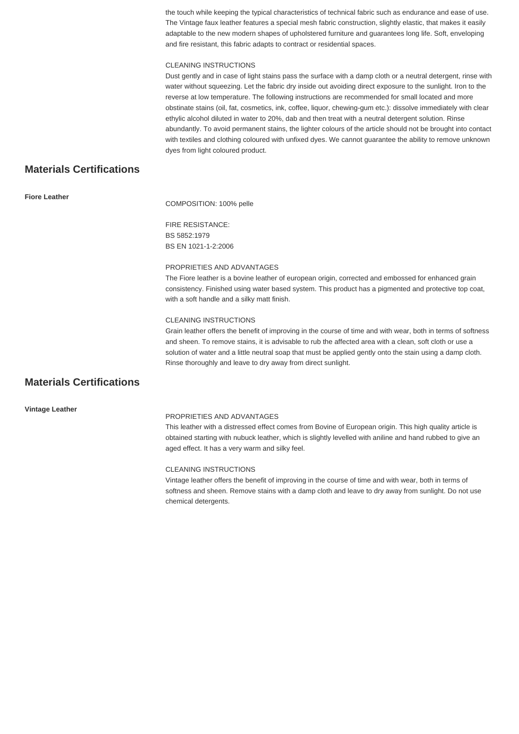the touch while keeping the typical characteristics of technical fabric such as endurance and ease of use. The Vintage faux leather features a special mesh fabric construction, slightly elastic, that makes it easily adaptable to the new modern shapes of upholstered furniture and guarantees long life. Soft, enveloping and fire resistant, this fabric adapts to contract or residential spaces.

CLEANING INSTRUCTIONS
Dust gently and in case of light stains pass the surface with a damp cloth or a neutral detergent, rinse with water without squeezing. Let the fabric dry inside out avoiding direct exposure to the sunlight. Iron to the reverse at low temperature. The following instructions are recommended for small located and more obstinate stains (oil, fat, cosmetics, ink, coffee, liquor, chewing-gum etc.): dissolve immediately with clear ethylic alcohol diluted in water to 20%, dab and then treat with a neutral detergent solution. Rinse abundantly. To avoid permanent stains, the lighter colours of the article should not be brought into contact with textiles and clothing coloured with unfixed dyes. We cannot guarantee the ability to remove unknown dyes from light coloured product.

## Materials Certifications

**Fiore Leather**

COMPOSITION: 100% pelle

FIRE RESISTANCE:
BS 5852:1979
BS EN 1021-1-2:2006

PROPRIETIES AND ADVANTAGES
The Fiore leather is a bovine leather of european origin, corrected and embossed for enhanced grain consistency. Finished using water based system. This product has a pigmented and protective top coat, with a soft handle and a silky matt finish.

CLEANING INSTRUCTIONS
Grain leather offers the benefit of improving in the course of time and with wear, both in terms of softness and sheen. To remove stains, it is advisable to rub the affected area with a clean, soft cloth or use a solution of water and a little neutral soap that must be applied gently onto the stain using a damp cloth. Rinse thoroughly and leave to dry away from direct sunlight.

## Materials Certifications

**Vintage Leather**

PROPRIETIES AND ADVANTAGES
This leather with a distressed effect comes from Bovine of European origin. This high quality article is obtained starting with nubuck leather, which is slightly levelled with aniline and hand rubbed to give an aged effect. It has a very warm and silky feel.

CLEANING INSTRUCTIONS
Vintage leather offers the benefit of improving in the course of time and with wear, both in terms of softness and sheen. Remove stains with a damp cloth and leave to dry away from sunlight. Do not use chemical detergents.